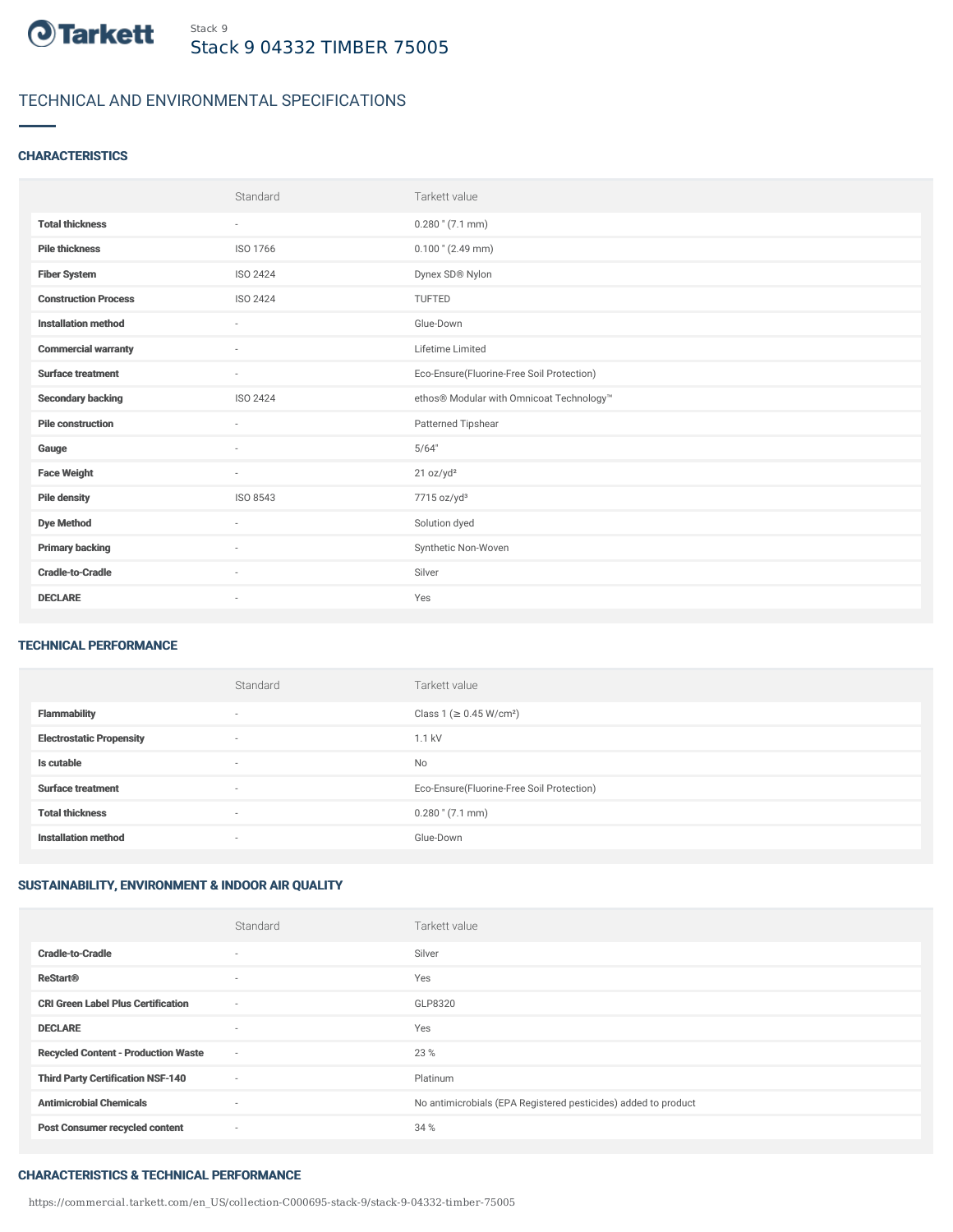Stack 9

# Stack 9 04332 TIMBER 75005

## TECHNICAL AND ENVIRONMENTAL SPECIFICATIONS

### CHARACTERISTICS

| | Standard | Tarkett value |
|---|---|---|
| **Total thickness** | - | 0.280 " (7.1 mm) |
| **Pile thickness** | ISO 1766 | 0.100 " (2.49 mm) |
| **Fiber System** | ISO 2424 | Dynex SD® Nylon |
| **Construction Process** | ISO 2424 | TUFTED |
| **Installation method** | - | Glue-Down |
| **Commercial warranty** | - | Lifetime Limited |
| **Surface treatment** | - | Eco-Ensure(Fluorine-Free Soil Protection) |
| **Secondary backing** | ISO 2424 | ethos® Modular with Omnicoat Technology™ |
| **Pile construction** | - | Patterned Tipshear |
| **Gauge** | - | 5/64" |
| **Face Weight** | - | 21 oz/yd² |
| **Pile density** | ISO 8543 | 7715 oz/yd³ |
| **Dye Method** | - | Solution dyed |
| **Primary backing** | - | Synthetic Non-Woven |
| **Cradle-to-Cradle** | - | Silver |
| **DECLARE** | - | Yes |

### TECHNICAL PERFORMANCE

| | Standard | Tarkett value |
|---|---|---|
| **Flammability** | - | Class 1 (≥ 0.45 W/cm²) |
| **Electrostatic Propensity** | - | 1.1 kV |
| **Is cutable** | - | No |
| **Surface treatment** | - | Eco-Ensure(Fluorine-Free Soil Protection) |
| **Total thickness** | - | 0.280 " (7.1 mm) |
| **Installation method** | - | Glue-Down |

### SUSTAINABILITY, ENVIRONMENT & INDOOR AIR QUALITY

| | Standard | Tarkett value |
|---|---|---|
| **Cradle-to-Cradle** | - | Silver |
| **ReStart®** | - | Yes |
| **CRI Green Label Plus Certification** | - | GLP8320 |
| **DECLARE** | - | Yes |
| **Recycled Content - Production Waste** | - | 23 % |
| **Third Party Certification NSF-140** | - | Platinum |
| **Antimicrobial Chemicals** | - | No antimicrobials (EPA Registered pesticides) added to product |
| **Post Consumer recycled content** | - | 34 % |

### CHARACTERISTICS & TECHNICAL PERFORMANCE

https://commercial.tarkett.com/en_US/collection-C000695-stack-9/stack-9-04332-timber-75005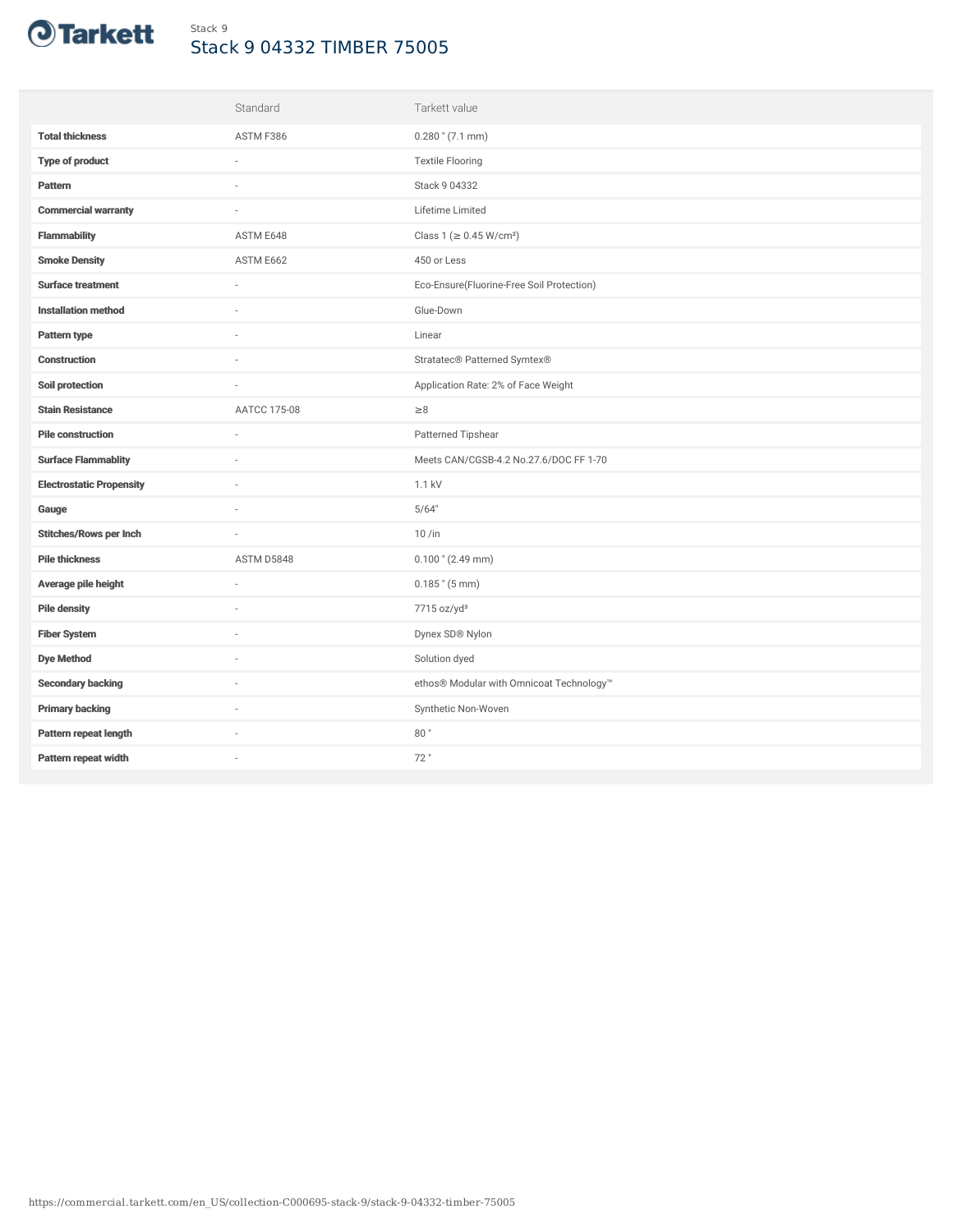Stack 9

# Stack 9 04332 TIMBER 75005

| | Standard | Tarkett value |
|---|---|---|
| **Total thickness** | ASTM F386 | 0.280 " (7.1 mm) |
| **Type of product** | - | Textile Flooring |
| **Pattern** | - | Stack 9 04332 |
| **Commercial warranty** | - | Lifetime Limited |
| **Flammability** | ASTM E648 | Class 1 (≥ 0.45 W/cm²) |
| **Smoke Density** | ASTM E662 | 450 or Less |
| **Surface treatment** | - | Eco-Ensure(Fluorine-Free Soil Protection) |
| **Installation method** | - | Glue-Down |
| **Pattern type** | - | Linear |
| **Construction** | - | Stratatec® Patterned Symtex® |
| **Soil protection** | - | Application Rate: 2% of Face Weight |
| **Stain Resistance** | AATCC 175-08 | ≥8 |
| **Pile construction** | - | Patterned Tipshear |
| **Surface Flammablity** | - | Meets CAN/CGSB-4.2 No.27.6/DOC FF 1-70 |
| **Electrostatic Propensity** | - | 1.1 kV |
| **Gauge** | - | 5/64" |
| **Stitches/Rows per Inch** | - | 10 /in |
| **Pile thickness** | ASTM D5848 | 0.100 " (2.49 mm) |
| **Average pile height** | - | 0.185 " (5 mm) |
| **Pile density** | - | 7715 oz/yd³ |
| **Fiber System** | - | Dynex SD® Nylon |
| **Dye Method** | - | Solution dyed |
| **Secondary backing** | - | ethos® Modular with Omnicoat Technology™ |
| **Primary backing** | - | Synthetic Non-Woven |
| **Pattern repeat length** | - | 80 " |
| **Pattern repeat width** | - | 72 " |